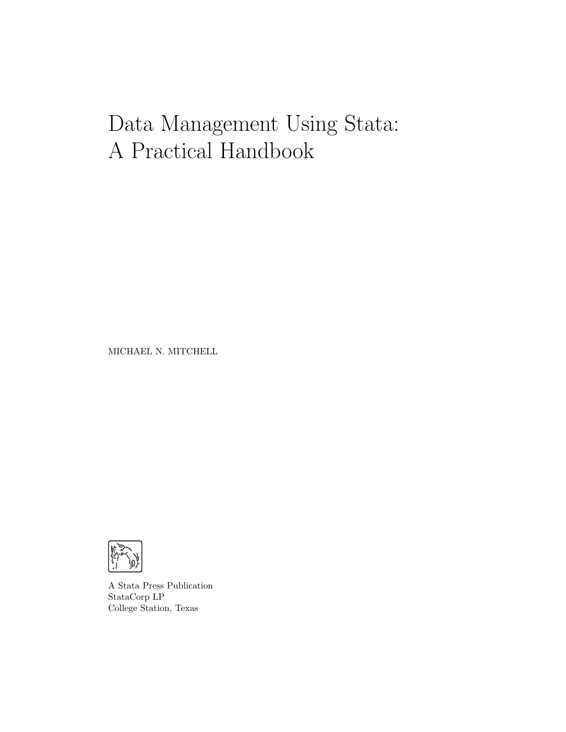# Data Management Using Stata: A Practical Handbook

MICHAEL N. MITCHELL

A Stata Press Publication
StataCorp LP
College Station, Texas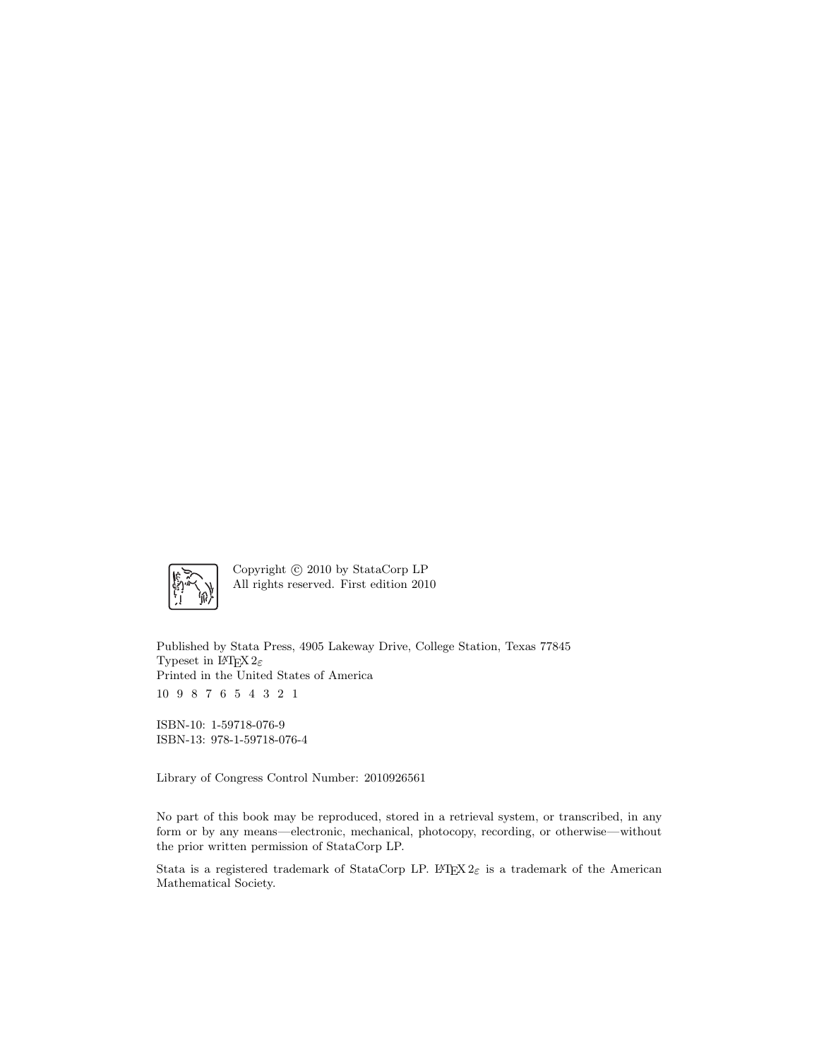Copyright © 2010 by StataCorp LP
All rights reserved. First edition 2010

Published by Stata Press, 4905 Lakeway Drive, College Station, Texas 77845
Typeset in LaTeX $2_\varepsilon$
Printed in the United States of America
10 9 8 7 6 5 4 3 2 1

ISBN-10: 1-59718-076-9
ISBN-13: 978-1-59718-076-4

Library of Congress Control Number: 2010926561

No part of this book may be reproduced, stored in a retrieval system, or transcribed, in any form or by any means—electronic, mechanical, photocopy, recording, or otherwise—without the prior written permission of StataCorp LP.

Stata is a registered trademark of StataCorp LP. LaTeX $2_\varepsilon$ is a trademark of the American Mathematical Society.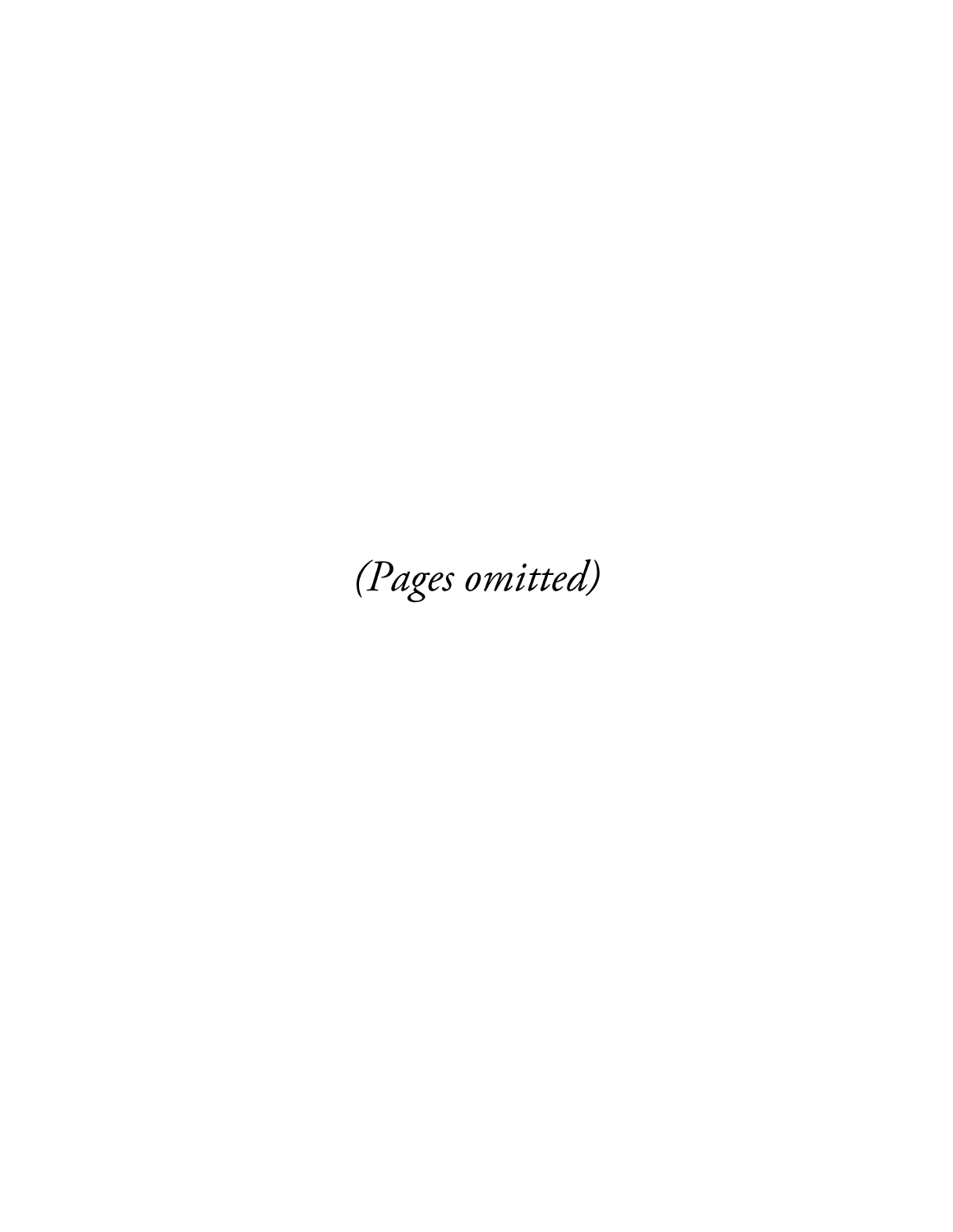*(Pages omitted)*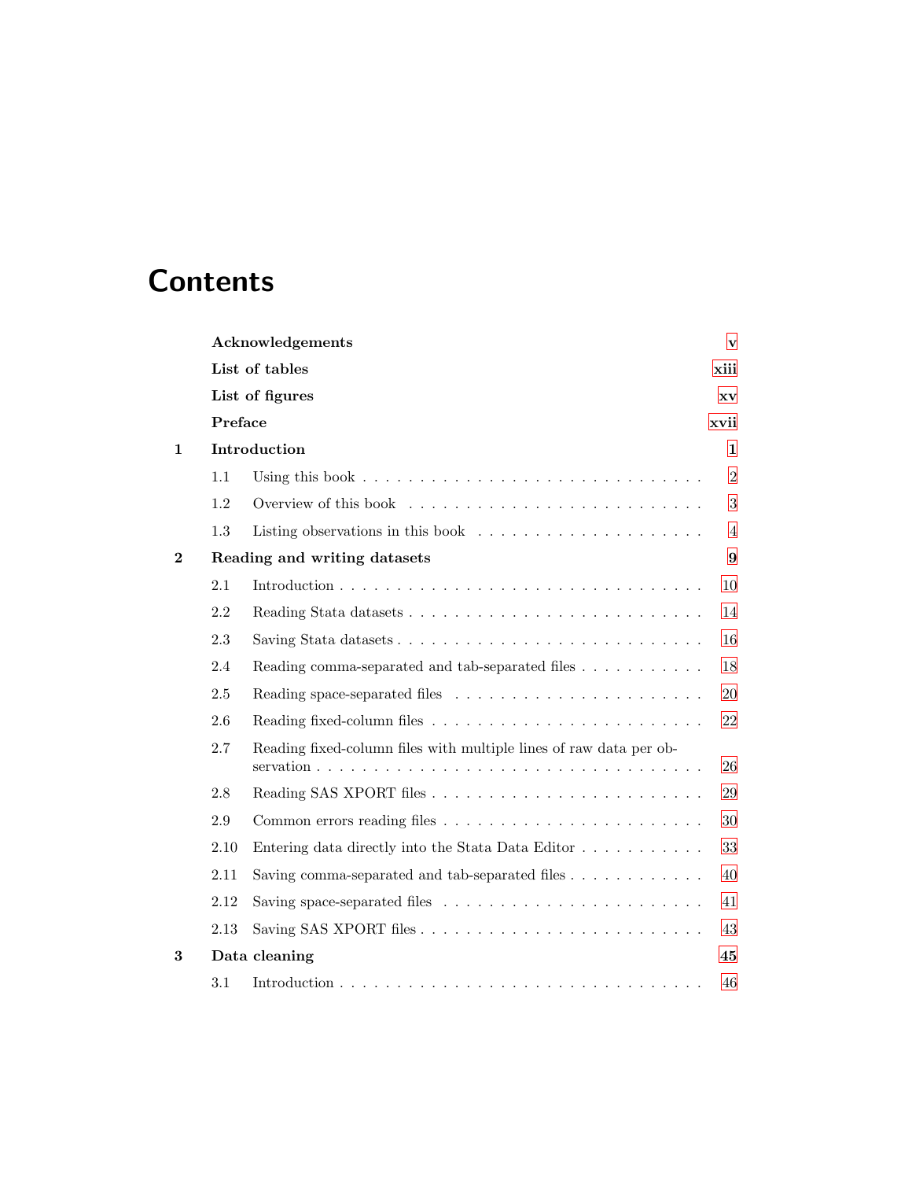# Contents

| | | |
|---|---|---|
| | **Acknowledgements** | **v** |
| | **List of tables** | **xiii** |
| | **List of figures** | **xv** |
| | **Preface** | **xvii** |
| **1** | **Introduction** | **1** |
| 1.1 | Using this book | 2 |
| 1.2 | Overview of this book | 3 |
| 1.3 | Listing observations in this book | 4 |
| **2** | **Reading and writing datasets** | **9** |
| 2.1 | Introduction | 10 |
| 2.2 | Reading Stata datasets | 14 |
| 2.3 | Saving Stata datasets | 16 |
| 2.4 | Reading comma-separated and tab-separated files | 18 |
| 2.5 | Reading space-separated files | 20 |
| 2.6 | Reading fixed-column files | 22 |
| 2.7 | Reading fixed-column files with multiple lines of raw data per observation | 26 |
| 2.8 | Reading SAS XPORT files | 29 |
| 2.9 | Common errors reading files | 30 |
| 2.10 | Entering data directly into the Stata Data Editor | 33 |
| 2.11 | Saving comma-separated and tab-separated files | 40 |
| 2.12 | Saving space-separated files | 41 |
| 2.13 | Saving SAS XPORT files | 43 |
| **3** | **Data cleaning** | **45** |
| 3.1 | Introduction | 46 |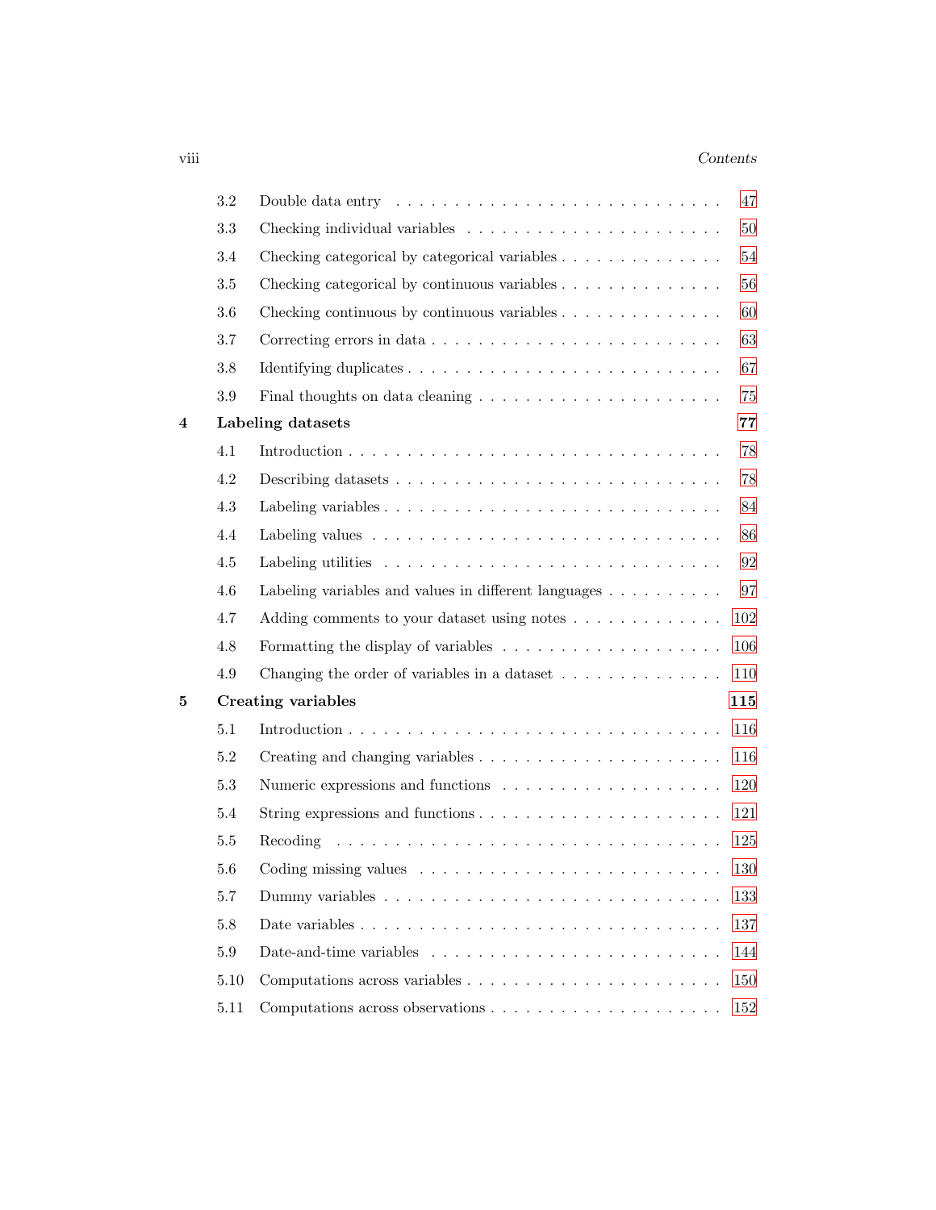| | | |
|---|---|---|
| 3.2 | Double data entry | 47 |
| 3.3 | Checking individual variables | 50 |
| 3.4 | Checking categorical by categorical variables | 54 |
| 3.5 | Checking categorical by continuous variables | 56 |
| 3.6 | Checking continuous by continuous variables | 60 |
| 3.7 | Correcting errors in data | 63 |
| 3.8 | Identifying duplicates | 67 |
| 3.9 | Final thoughts on data cleaning | 75 |
| **4** | **Labeling datasets** | **77** |
| 4.1 | Introduction | 78 |
| 4.2 | Describing datasets | 78 |
| 4.3 | Labeling variables | 84 |
| 4.4 | Labeling values | 86 |
| 4.5 | Labeling utilities | 92 |
| 4.6 | Labeling variables and values in different languages | 97 |
| 4.7 | Adding comments to your dataset using notes | 102 |
| 4.8 | Formatting the display of variables | 106 |
| 4.9 | Changing the order of variables in a dataset | 110 |
| **5** | **Creating variables** | **115** |
| 5.1 | Introduction | 116 |
| 5.2 | Creating and changing variables | 116 |
| 5.3 | Numeric expressions and functions | 120 |
| 5.4 | String expressions and functions | 121 |
| 5.5 | Recoding | 125 |
| 5.6 | Coding missing values | 130 |
| 5.7 | Dummy variables | 133 |
| 5.8 | Date variables | 137 |
| 5.9 | Date-and-time variables | 144 |
| 5.10 | Computations across variables | 150 |
| 5.11 | Computations across observations | 152 |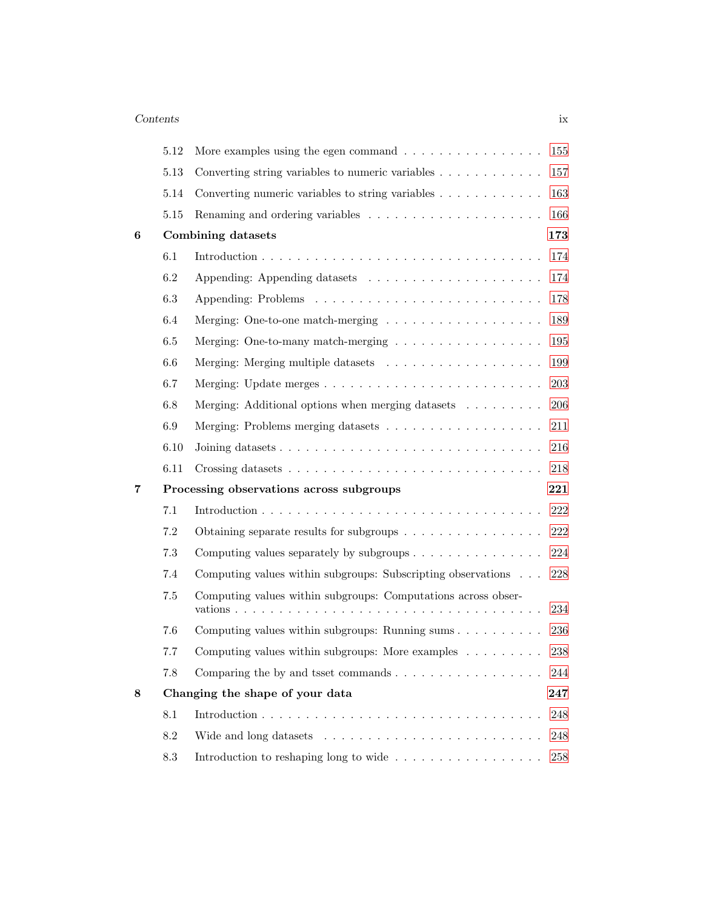5.12 More examples using the egen command . . . . . . . . . . . . . . . . 155

5.13 Converting string variables to numeric variables . . . . . . . . . . . . 157

5.14 Converting numeric variables to string variables . . . . . . . . . . . . 163

5.15 Renaming and ordering variables . . . . . . . . . . . . . . . . . . . . 166

**6 Combining datasets** **173**

6.1 Introduction . . . . . . . . . . . . . . . . . . . . . . . . . . . . . . . 174

6.2 Appending: Appending datasets . . . . . . . . . . . . . . . . . . . . 174

6.3 Appending: Problems . . . . . . . . . . . . . . . . . . . . . . . . . . 178

6.4 Merging: One-to-one match-merging . . . . . . . . . . . . . . . . . . 189

6.5 Merging: One-to-many match-merging . . . . . . . . . . . . . . . . . 195

6.6 Merging: Merging multiple datasets . . . . . . . . . . . . . . . . . . 199

6.7 Merging: Update merges . . . . . . . . . . . . . . . . . . . . . . . . . 203

6.8 Merging: Additional options when merging datasets . . . . . . . . . 206

6.9 Merging: Problems merging datasets . . . . . . . . . . . . . . . . . . 211

6.10 Joining datasets . . . . . . . . . . . . . . . . . . . . . . . . . . . . . 216

6.11 Crossing datasets . . . . . . . . . . . . . . . . . . . . . . . . . . . . 218

**7 Processing observations across subgroups** **221**

7.1 Introduction . . . . . . . . . . . . . . . . . . . . . . . . . . . . . . . 222

7.2 Obtaining separate results for subgroups . . . . . . . . . . . . . . . . 222

7.3 Computing values separately by subgroups . . . . . . . . . . . . . . . 224

7.4 Computing values within subgroups: Subscripting observations . . . 228

7.5 Computing values within subgroups: Computations across observations . . . . . . . . . . . . . . . . . . . . . . . . . . . . . . . . . . . 234

7.6 Computing values within subgroups: Running sums . . . . . . . . . . 236

7.7 Computing values within subgroups: More examples . . . . . . . . . 238

7.8 Comparing the by and tsset commands . . . . . . . . . . . . . . . . . 244

**8 Changing the shape of your data** **247**

8.1 Introduction . . . . . . . . . . . . . . . . . . . . . . . . . . . . . . . 248

8.2 Wide and long datasets . . . . . . . . . . . . . . . . . . . . . . . . . 248

8.3 Introduction to reshaping long to wide . . . . . . . . . . . . . . . . . 258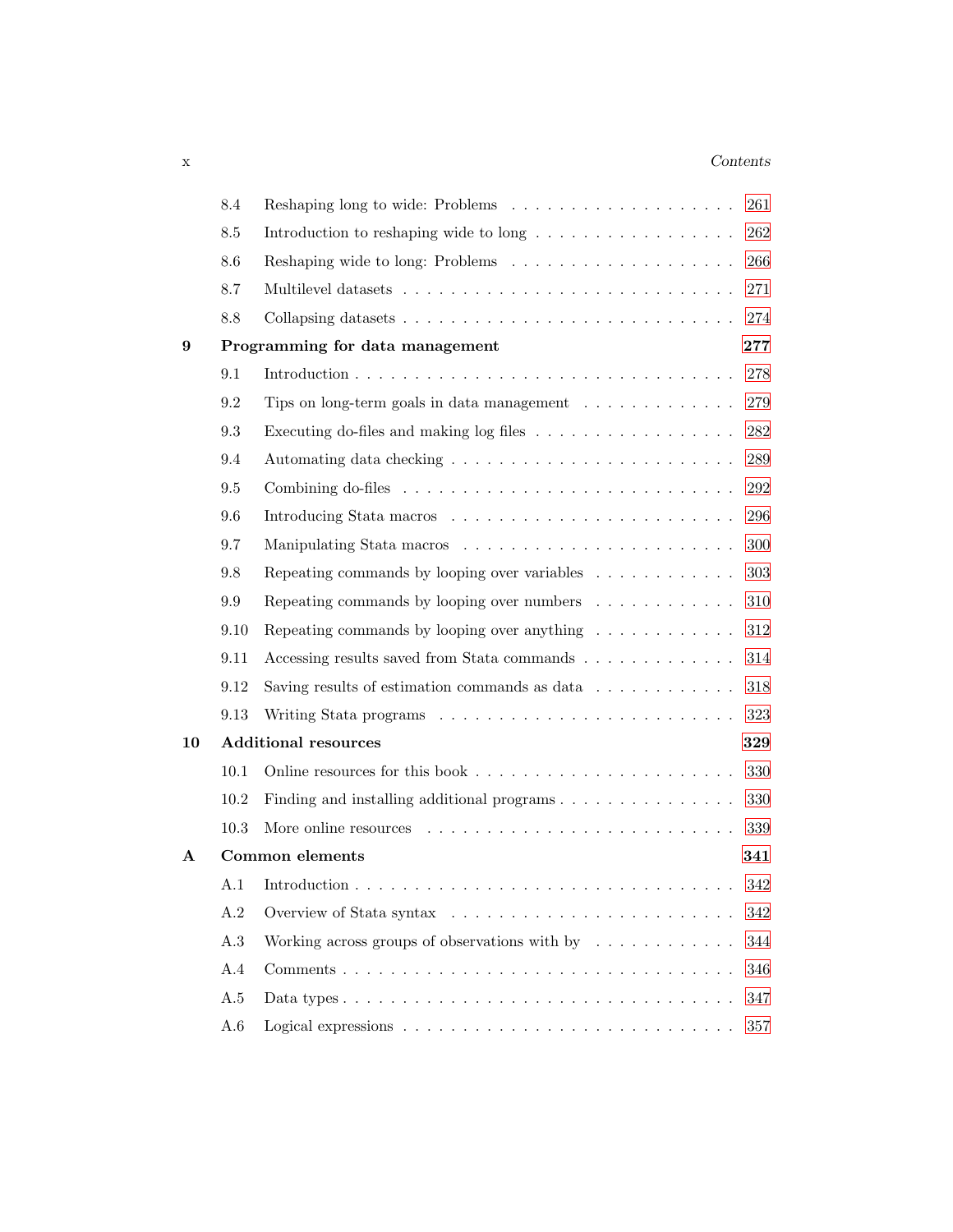8.4 Reshaping long to wide: Problems . . . . . . . . . . . . . . . . . . 261

8.5 Introduction to reshaping wide to long . . . . . . . . . . . . . . . . 262

8.6 Reshaping wide to long: Problems . . . . . . . . . . . . . . . . . . 266

8.7 Multilevel datasets . . . . . . . . . . . . . . . . . . . . . . . . . 271

8.8 Collapsing datasets . . . . . . . . . . . . . . . . . . . . . . . . . 274

**9 Programming for data management** **277**

9.1 Introduction . . . . . . . . . . . . . . . . . . . . . . . . . . . . . 278

9.2 Tips on long-term goals in data management . . . . . . . . . . . . . 279

9.3 Executing do-files and making log files . . . . . . . . . . . . . . . . 282

9.4 Automating data checking . . . . . . . . . . . . . . . . . . . . . . 289

9.5 Combining do-files . . . . . . . . . . . . . . . . . . . . . . . . . . 292

9.6 Introducing Stata macros . . . . . . . . . . . . . . . . . . . . . . 296

9.7 Manipulating Stata macros . . . . . . . . . . . . . . . . . . . . . 300

9.8 Repeating commands by looping over variables . . . . . . . . . . . . 303

9.9 Repeating commands by looping over numbers . . . . . . . . . . . . 310

9.10 Repeating commands by looping over anything . . . . . . . . . . . . 312

9.11 Accessing results saved from Stata commands . . . . . . . . . . . . 314

9.12 Saving results of estimation commands as data . . . . . . . . . . . . 318

9.13 Writing Stata programs . . . . . . . . . . . . . . . . . . . . . . . 323

**10 Additional resources** **329**

10.1 Online resources for this book . . . . . . . . . . . . . . . . . . . . 330

10.2 Finding and installing additional programs . . . . . . . . . . . . . . 330

10.3 More online resources . . . . . . . . . . . . . . . . . . . . . . . . 339

**A Common elements** **341**

A.1 Introduction . . . . . . . . . . . . . . . . . . . . . . . . . . . . . 342

A.2 Overview of Stata syntax . . . . . . . . . . . . . . . . . . . . . . 342

A.3 Working across groups of observations with by . . . . . . . . . . . . 344

A.4 Comments . . . . . . . . . . . . . . . . . . . . . . . . . . . . . . 346

A.5 Data types . . . . . . . . . . . . . . . . . . . . . . . . . . . . . . 347

A.6 Logical expressions . . . . . . . . . . . . . . . . . . . . . . . . . . 357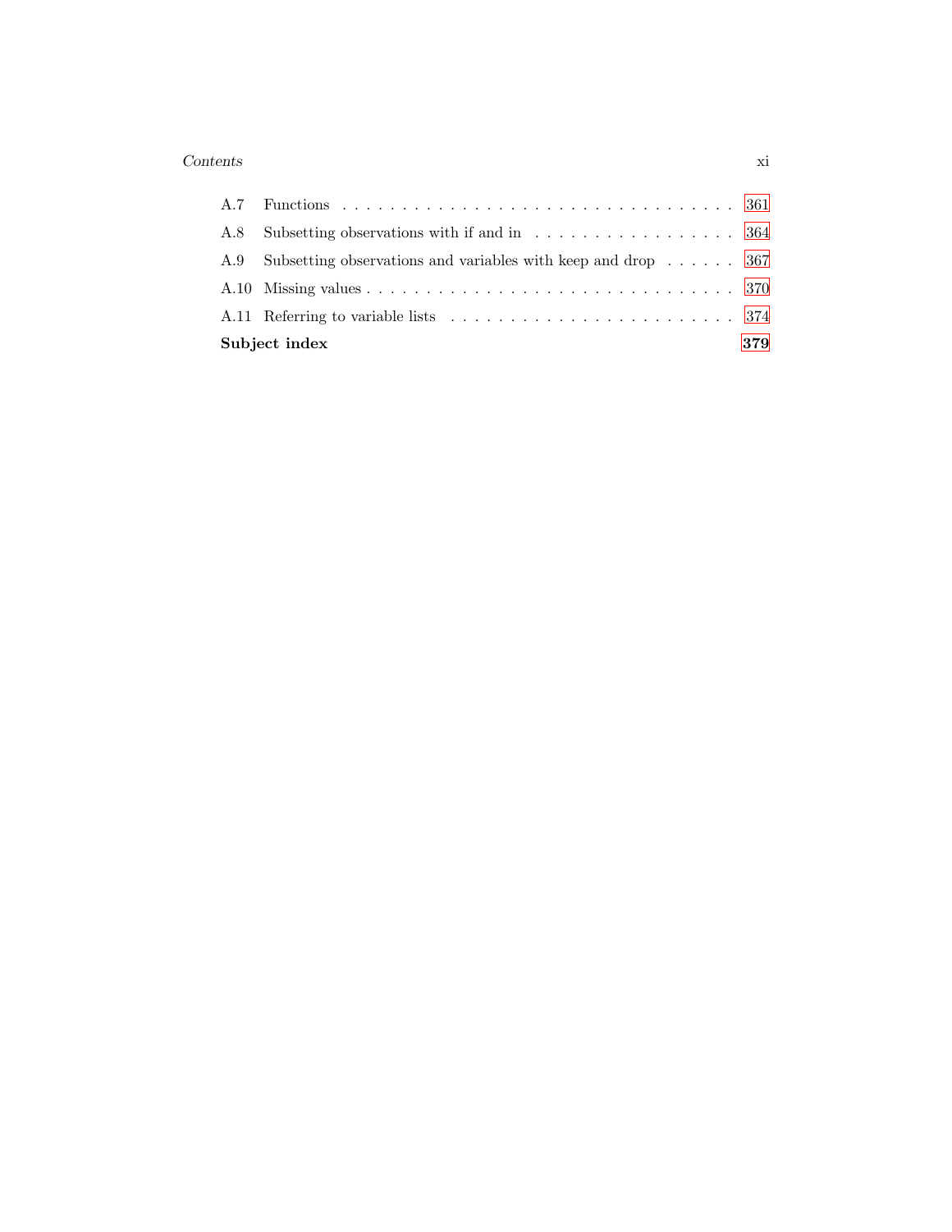A.7 Functions . . . . . . . . . . . . . . . . . . . . . . . . . . . . . . . . . . 361

A.8 Subsetting observations with if and in . . . . . . . . . . . . . . . . . . 364

A.9 Subsetting observations and variables with keep and drop . . . . . . 367

A.10 Missing values . . . . . . . . . . . . . . . . . . . . . . . . . . . . . . . 370

A.11 Referring to variable lists . . . . . . . . . . . . . . . . . . . . . . . . . 374

**Subject index** **379**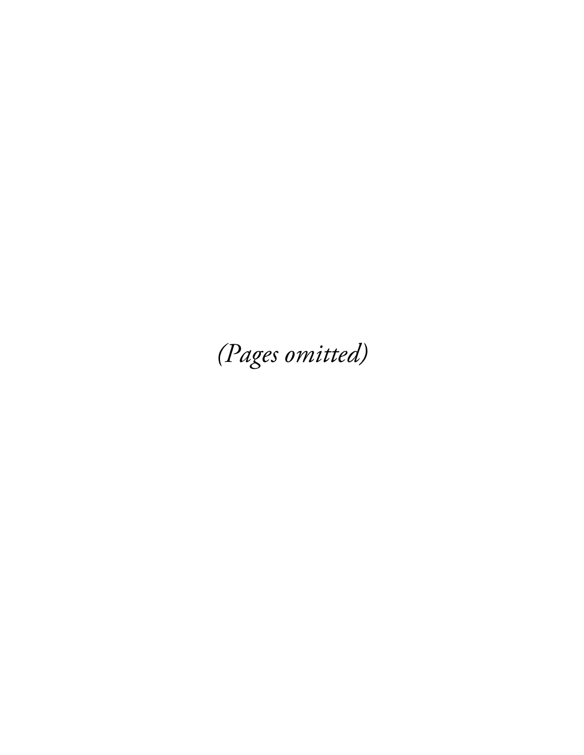*(Pages omitted)*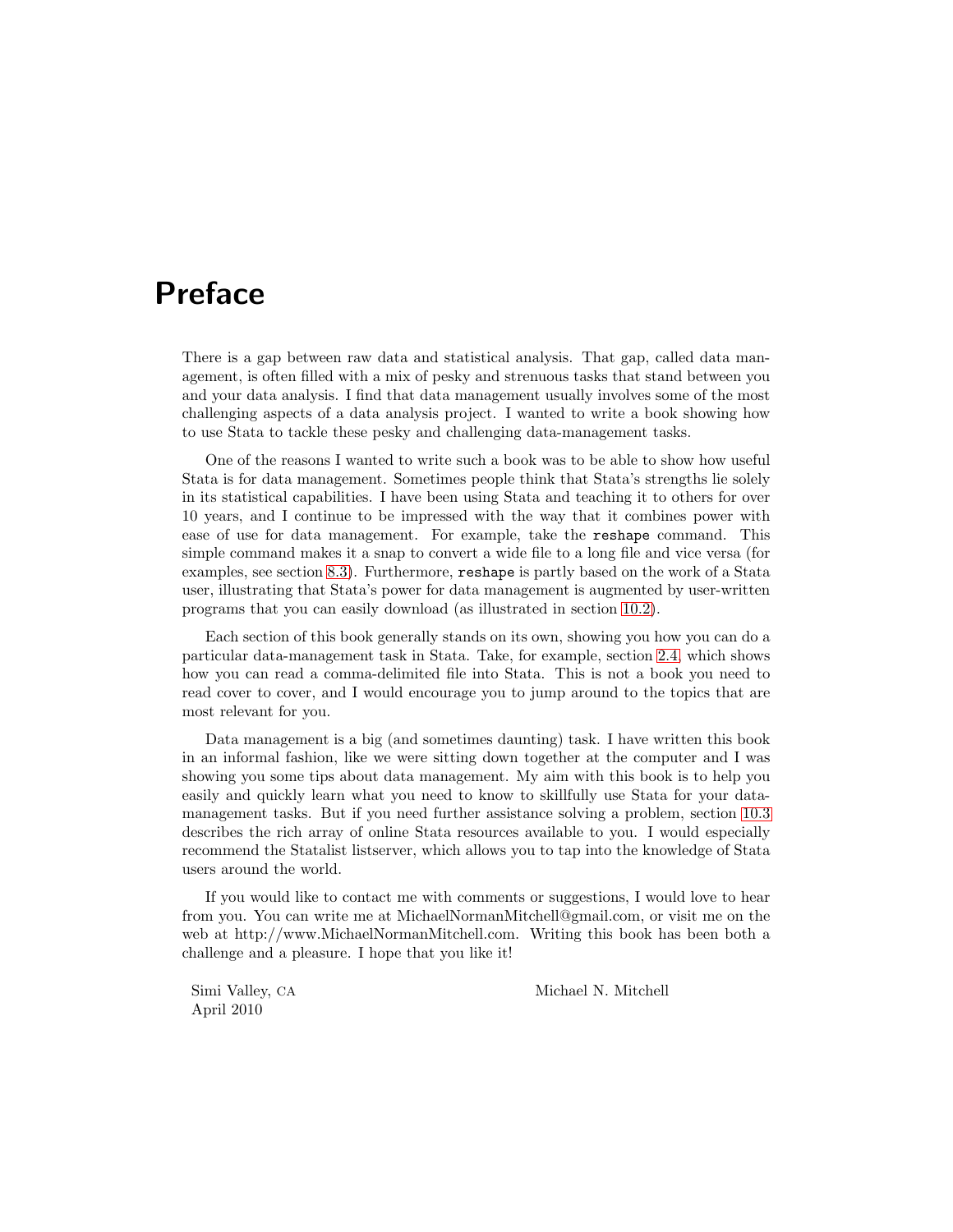# Preface

There is a gap between raw data and statistical analysis. That gap, called data management, is often filled with a mix of pesky and strenuous tasks that stand between you and your data analysis. I find that data management usually involves some of the most challenging aspects of a data analysis project. I wanted to write a book showing how to use Stata to tackle these pesky and challenging data-management tasks.

One of the reasons I wanted to write such a book was to be able to show how useful Stata is for data management. Sometimes people think that Stata's strengths lie solely in its statistical capabilities. I have been using Stata and teaching it to others for over 10 years, and I continue to be impressed with the way that it combines power with ease of use for data management. For example, take the `reshape` command. This simple command makes it a snap to convert a wide file to a long file and vice versa (for examples, see section 8.3). Furthermore, `reshape` is partly based on the work of a Stata user, illustrating that Stata's power for data management is augmented by user-written programs that you can easily download (as illustrated in section 10.2).

Each section of this book generally stands on its own, showing you how you can do a particular data-management task in Stata. Take, for example, section 2.4, which shows how you can read a comma-delimited file into Stata. This is not a book you need to read cover to cover, and I would encourage you to jump around to the topics that are most relevant for you.

Data management is a big (and sometimes daunting) task. I have written this book in an informal fashion, like we were sitting down together at the computer and I was showing you some tips about data management. My aim with this book is to help you easily and quickly learn what you need to know to skillfully use Stata for your data-management tasks. But if you need further assistance solving a problem, section 10.3 describes the rich array of online Stata resources available to you. I would especially recommend the Statalist listserver, which allows you to tap into the knowledge of Stata users around the world.

If you would like to contact me with comments or suggestions, I would love to hear from you. You can write me at MichaelNormanMitchell@gmail.com, or visit me on the web at http://www.MichaelNormanMitchell.com. Writing this book has been both a challenge and a pleasure. I hope that you like it!

Simi Valley, CA
April 2010

Michael N. Mitchell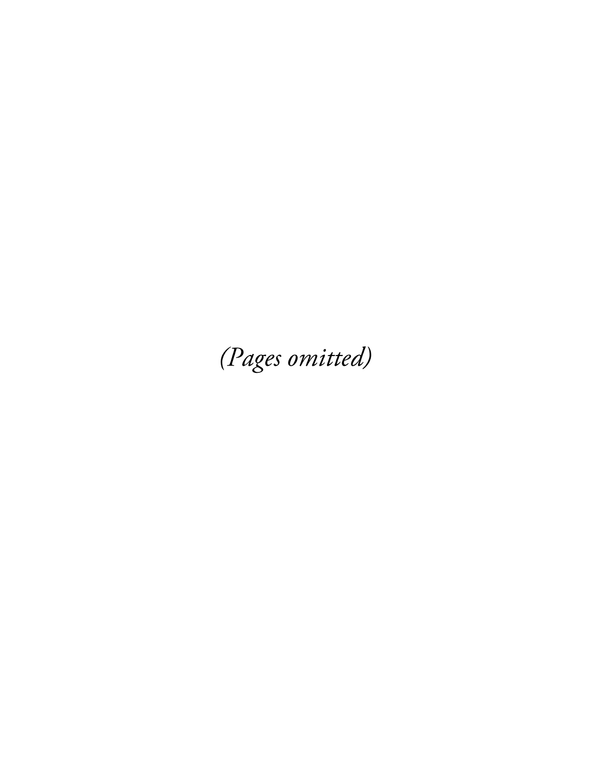*(Pages omitted)*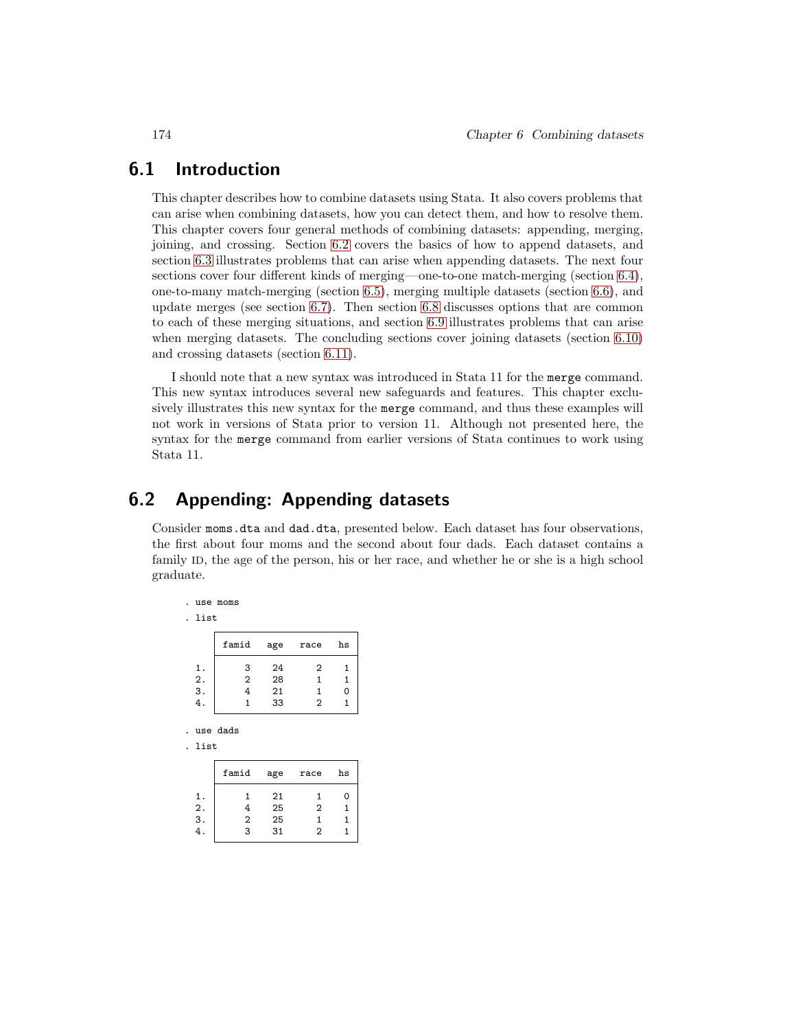## 6.1 Introduction

This chapter describes how to combine datasets using Stata. It also covers problems that can arise when combining datasets, how you can detect them, and how to resolve them. This chapter covers four general methods of combining datasets: appending, merging, joining, and crossing. Section 6.2 covers the basics of how to append datasets, and section 6.3 illustrates problems that can arise when appending datasets. The next four sections cover four different kinds of merging—one-to-one match-merging (section 6.4), one-to-many match-merging (section 6.5), merging multiple datasets (section 6.6), and update merges (see section 6.7). Then section 6.8 discusses options that are common to each of these merging situations, and section 6.9 illustrates problems that can arise when merging datasets. The concluding sections cover joining datasets (section 6.10) and crossing datasets (section 6.11).

I should note that a new syntax was introduced in Stata 11 for the merge command. This new syntax introduces several new safeguards and features. This chapter exclusively illustrates this new syntax for the merge command, and thus these examples will not work in versions of Stata prior to version 11. Although not presented here, the syntax for the merge command from earlier versions of Stata continues to work using Stata 11.

## 6.2 Appending: Appending datasets

Consider moms.dta and dad.dta, presented below. Each dataset has four observations, the first about four moms and the second about four dads. Each dataset contains a family ID, the age of the person, his or her race, and whether he or she is a high school graduate.

```
. use moms
. list

     +-------------------------+
     | famid   age   race   hs |
     |-------------------------|
  1. |     3    24      2    1 |
  2. |     2    28      1    1 |
  3. |     4    21      1    0 |
  4. |     1    33      2    1 |
     +-------------------------+

. use dads
. list

     +-------------------------+
     | famid   age   race   hs |
     |-------------------------|
  1. |     1    21      1    0 |
  2. |     4    25      2    1 |
  3. |     2    25      1    1 |
  4. |     3    31      2    1 |
     +-------------------------+
```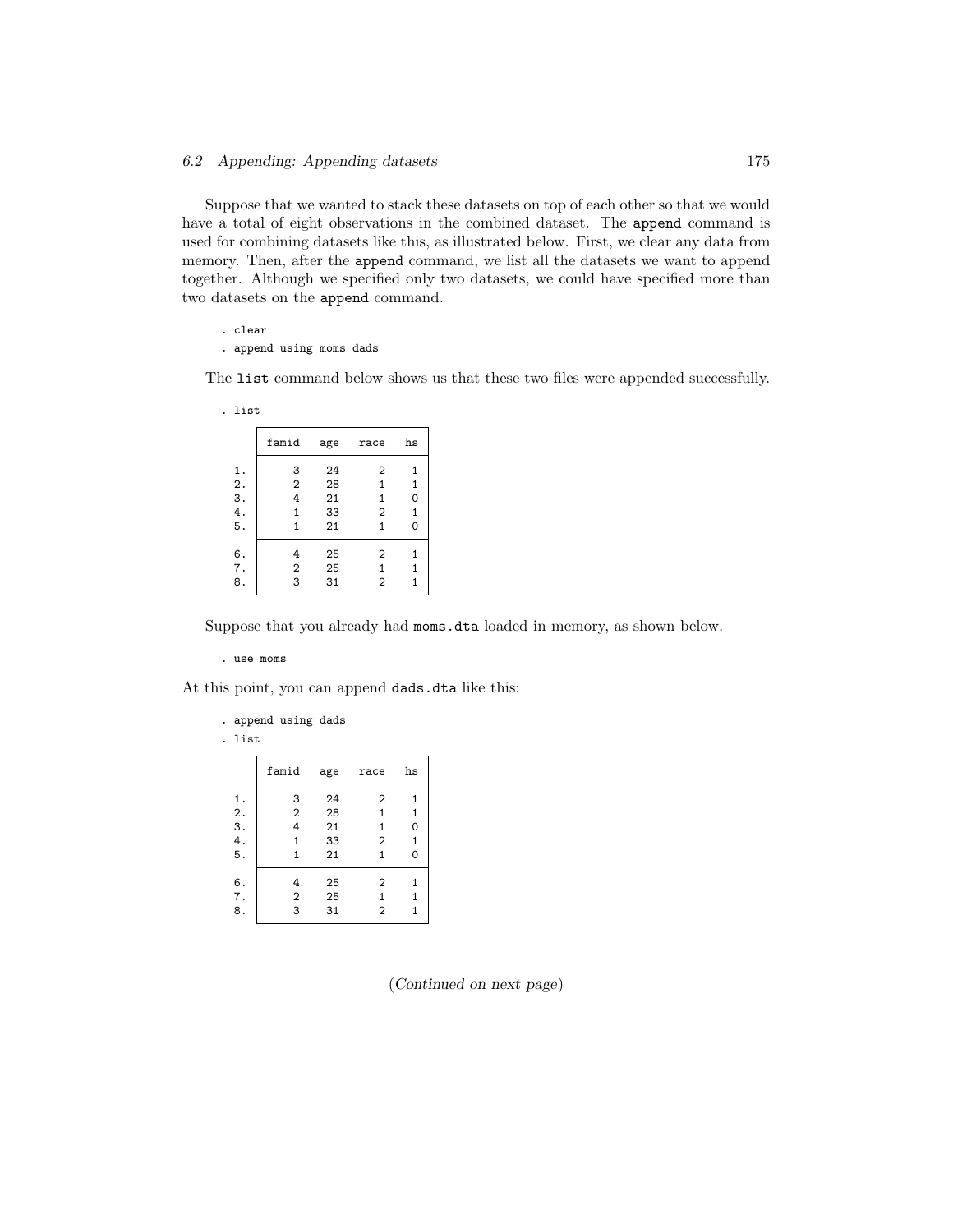Suppose that we wanted to stack these datasets on top of each other so that we would have a total of eight observations in the combined dataset. The append command is used for combining datasets like this, as illustrated below. First, we clear any data from memory. Then, after the append command, we list all the datasets we want to append together. Although we specified only two datasets, we could have specified more than two datasets on the append command.

```
. clear
. append using moms dads
```

The list command below shows us that these two files were appended successfully.

```
. list
```

| | famid | age | race | hs |
|---|---|---|---|---|
| 1. | 3 | 24 | 2 | 1 |
| 2. | 2 | 28 | 1 | 1 |
| 3. | 4 | 21 | 1 | 0 |
| 4. | 1 | 33 | 2 | 1 |
| 5. | 1 | 21 | 1 | 0 |
| 6. | 4 | 25 | 2 | 1 |
| 7. | 2 | 25 | 1 | 1 |
| 8. | 3 | 31 | 2 | 1 |

Suppose that you already had moms.dta loaded in memory, as shown below.

```
. use moms
```

At this point, you can append dads.dta like this:

```
. append using dads
. list
```

| | famid | age | race | hs |
|---|---|---|---|---|
| 1. | 3 | 24 | 2 | 1 |
| 2. | 2 | 28 | 1 | 1 |
| 3. | 4 | 21 | 1 | 0 |
| 4. | 1 | 33 | 2 | 1 |
| 5. | 1 | 21 | 1 | 0 |
| 6. | 4 | 25 | 2 | 1 |
| 7. | 2 | 25 | 1 | 1 |
| 8. | 3 | 31 | 2 | 1 |

(*Continued on next page*)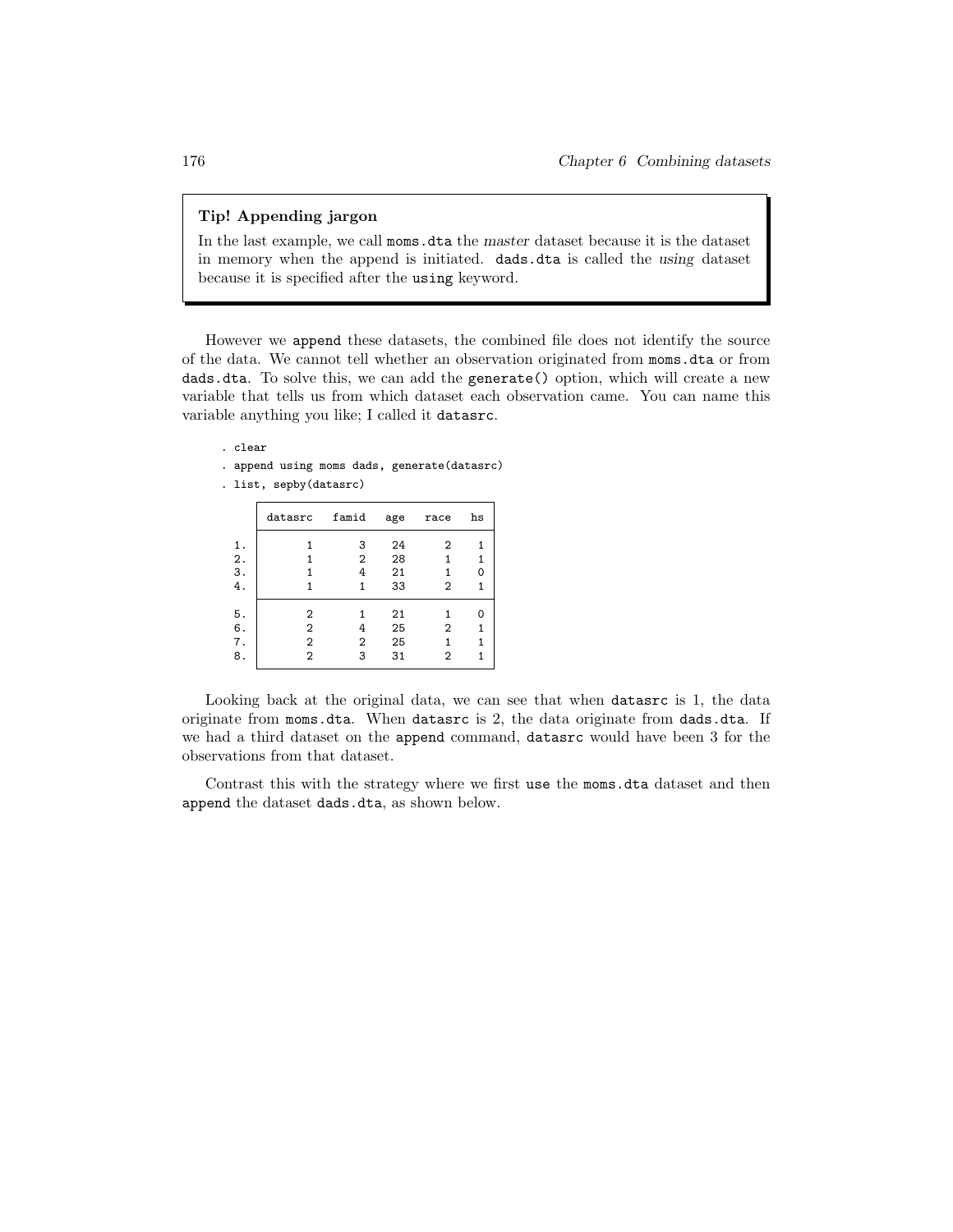**Tip! Appending jargon**

In the last example, we call `moms.dta` the *master* dataset because it is the dataset in memory when the append is initiated. `dads.dta` is called the *using* dataset because it is specified after the `using` keyword.

However we `append` these datasets, the combined file does not identify the source of the data. We cannot tell whether an observation originated from `moms.dta` or from `dads.dta`. To solve this, we can add the `generate()` option, which will create a new variable that tells us from which dataset each observation came. You can name this variable anything you like; I called it `datasrc`.

```
. clear
. append using moms dads, generate(datasrc)
. list, sepby(datasrc)

     +-----------------------------------+
     | datasrc   famid   age   race   hs |
     |-----------------------------------|
  1. |       1       3    24      2    1 |
  2. |       1       2    28      1    1 |
  3. |       1       4    21      1    0 |
  4. |       1       1    33      2    1 |
     |-----------------------------------|
  5. |       2       1    21      1    0 |
  6. |       2       4    25      2    1 |
  7. |       2       2    25      1    1 |
  8. |       2       3    31      2    1 |
     +-----------------------------------+
```

Looking back at the original data, we can see that when `datasrc` is 1, the data originate from `moms.dta`. When `datasrc` is 2, the data originate from `dads.dta`. If we had a third dataset on the `append` command, `datasrc` would have been 3 for the observations from that dataset.

Contrast this with the strategy where we first `use` the `moms.dta` dataset and then `append` the dataset `dads.dta`, as shown below.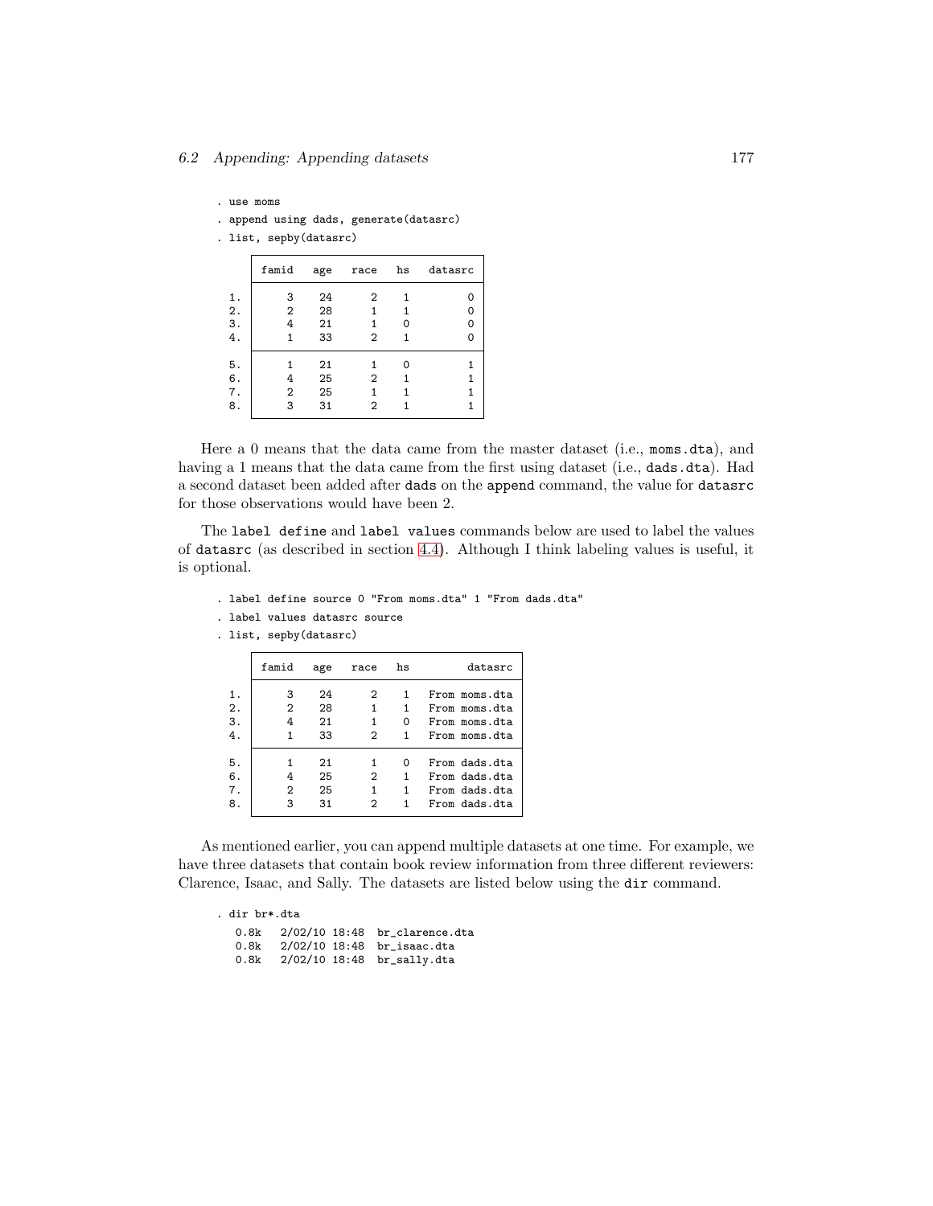```
. use moms
. append using dads, generate(datasrc)
. list, sepby(datasrc)
```

|    | famid | age | race | hs | datasrc |
|---|---|---|---|---|---|
| 1. | 3 | 24 | 2 | 1 | 0 |
| 2. | 2 | 28 | 1 | 1 | 0 |
| 3. | 4 | 21 | 1 | 0 | 0 |
| 4. | 1 | 33 | 2 | 1 | 0 |
| 5. | 1 | 21 | 1 | 0 | 1 |
| 6. | 4 | 25 | 2 | 1 | 1 |
| 7. | 2 | 25 | 1 | 1 | 1 |
| 8. | 3 | 31 | 2 | 1 | 1 |

Here a 0 means that the data came from the master dataset (i.e., `moms.dta`), and having a 1 means that the data came from the first using dataset (i.e., `dads.dta`). Had a second dataset been added after `dads` on the `append` command, the value for `datasrc` for those observations would have been 2.

The `label define` and `label values` commands below are used to label the values of `datasrc` (as described in section 4.4). Although I think labeling values is useful, it is optional.

```
. label define source 0 "From moms.dta" 1 "From dads.dta"
. label values datasrc source
. list, sepby(datasrc)
```

|    | famid | age | race | hs | datasrc |
|---|---|---|---|---|---|
| 1. | 3 | 24 | 2 | 1 | From moms.dta |
| 2. | 2 | 28 | 1 | 1 | From moms.dta |
| 3. | 4 | 21 | 1 | 0 | From moms.dta |
| 4. | 1 | 33 | 2 | 1 | From moms.dta |
| 5. | 1 | 21 | 1 | 0 | From dads.dta |
| 6. | 4 | 25 | 2 | 1 | From dads.dta |
| 7. | 2 | 25 | 1 | 1 | From dads.dta |
| 8. | 3 | 31 | 2 | 1 | From dads.dta |

As mentioned earlier, you can append multiple datasets at one time. For example, we have three datasets that contain book review information from three different reviewers: Clarence, Isaac, and Sally. The datasets are listed below using the `dir` command.

```
. dir br*.dta
  0.8k   2/02/10 18:48  br_clarence.dta
  0.8k   2/02/10 18:48  br_isaac.dta
  0.8k   2/02/10 18:48  br_sally.dta
```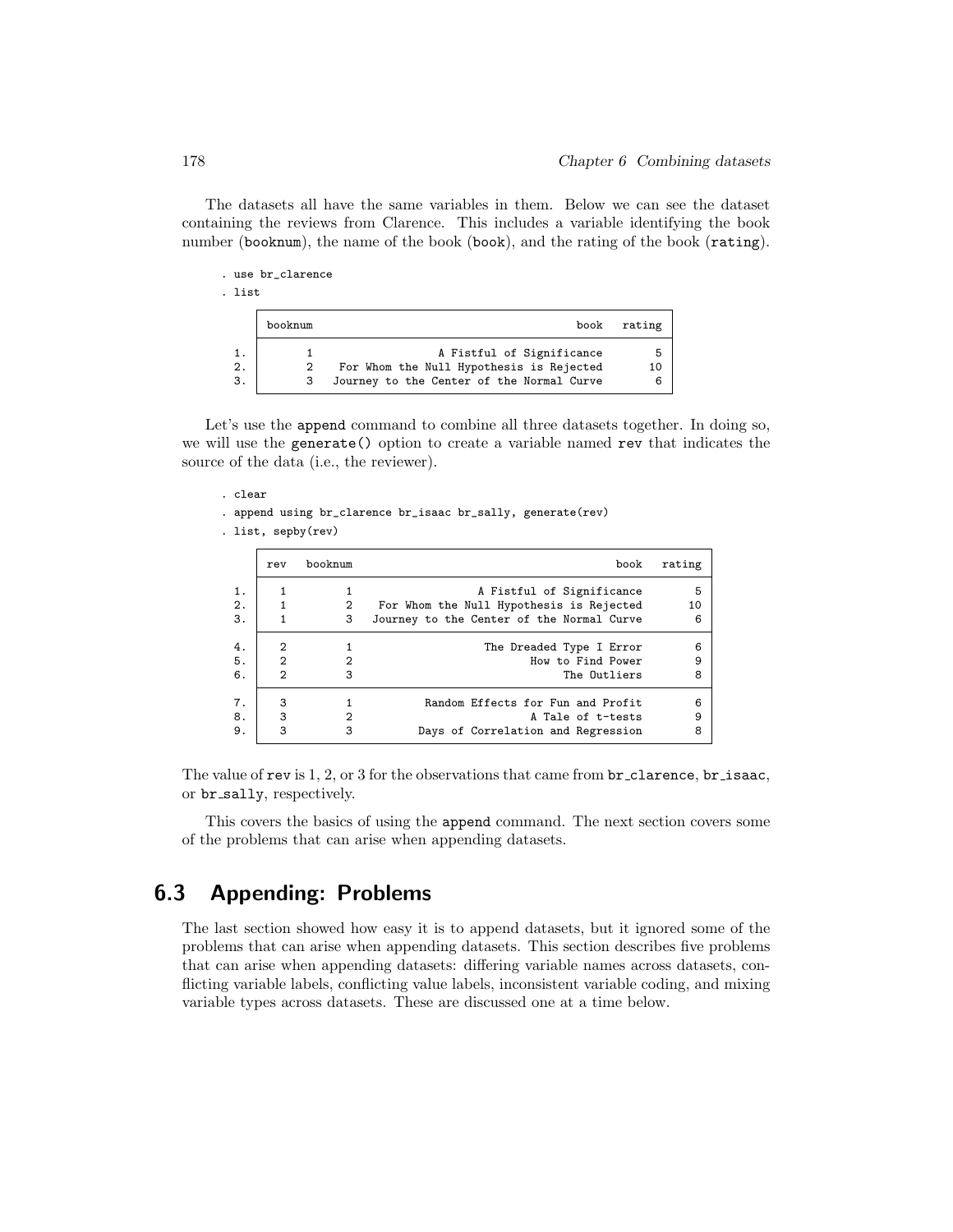The datasets all have the same variables in them. Below we can see the dataset containing the reviews from Clarence. This includes a variable identifying the book number (booknum), the name of the book (book), and the rating of the book (rating).

```
. use br_clarence
. list
```

| | booknum | book | rating |
|---|---|---|---|
| 1. | 1 | A Fistful of Significance | 5 |
| 2. | 2 | For Whom the Null Hypothesis is Rejected | 10 |
| 3. | 3 | Journey to the Center of the Normal Curve | 6 |

Let's use the append command to combine all three datasets together. In doing so, we will use the generate() option to create a variable named rev that indicates the source of the data (i.e., the reviewer).

```
. clear
. append using br_clarence br_isaac br_sally, generate(rev)
. list, sepby(rev)
```

| | rev | booknum | book | rating |
|---|---|---|---|---|
| 1. | 1 | 1 | A Fistful of Significance | 5 |
| 2. | 1 | 2 | For Whom the Null Hypothesis is Rejected | 10 |
| 3. | 1 | 3 | Journey to the Center of the Normal Curve | 6 |
| 4. | 2 | 1 | The Dreaded Type I Error | 6 |
| 5. | 2 | 2 | How to Find Power | 9 |
| 6. | 2 | 3 | The Outliers | 8 |
| 7. | 3 | 1 | Random Effects for Fun and Profit | 6 |
| 8. | 3 | 2 | A Tale of t-tests | 9 |
| 9. | 3 | 3 | Days of Correlation and Regression | 8 |

The value of rev is 1, 2, or 3 for the observations that came from br_clarence, br_isaac, or br_sally, respectively.

This covers the basics of using the append command. The next section covers some of the problems that can arise when appending datasets.

## 6.3 Appending: Problems

The last section showed how easy it is to append datasets, but it ignored some of the problems that can arise when appending datasets. This section describes five problems that can arise when appending datasets: differing variable names across datasets, conflicting variable labels, conflicting value labels, inconsistent variable coding, and mixing variable types across datasets. These are discussed one at a time below.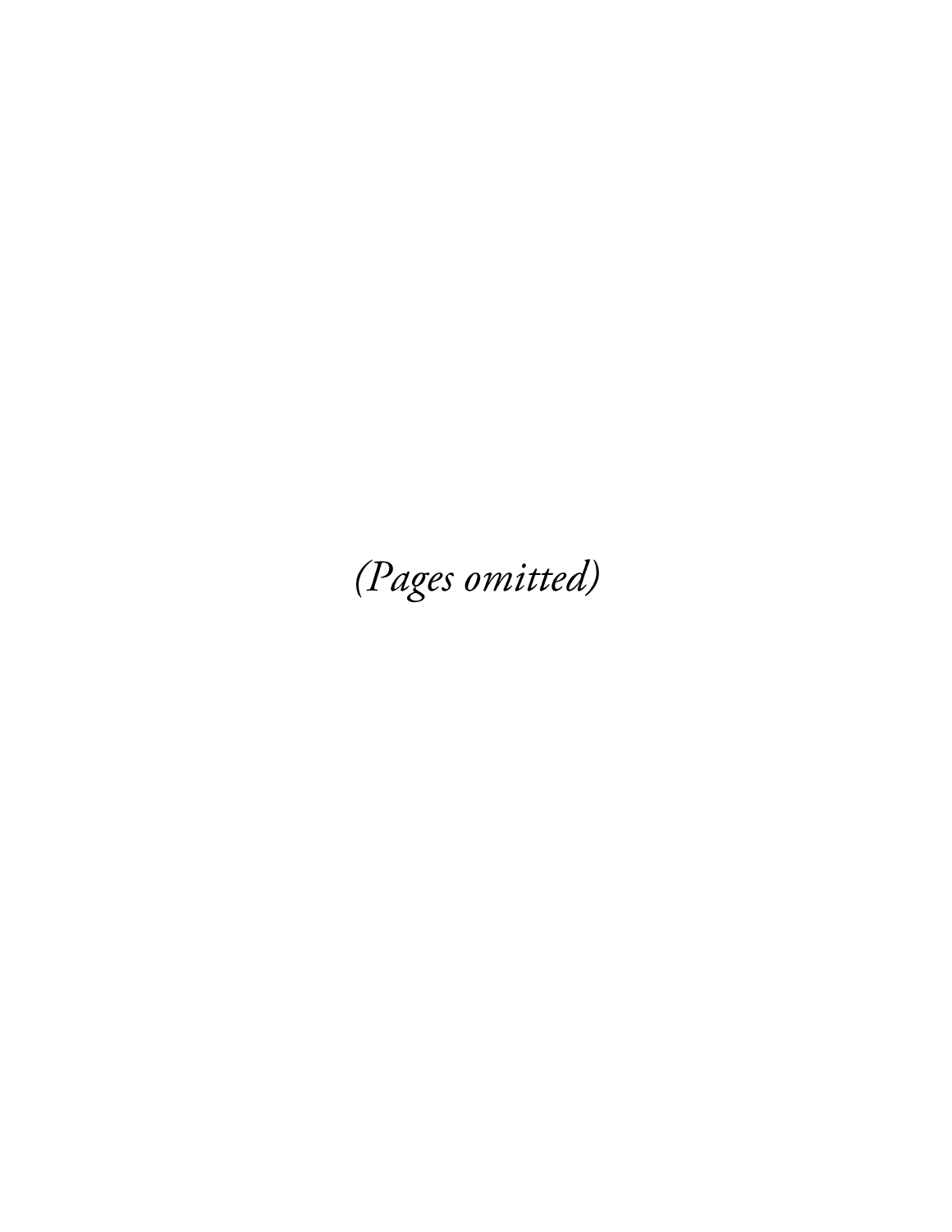*(Pages omitted)*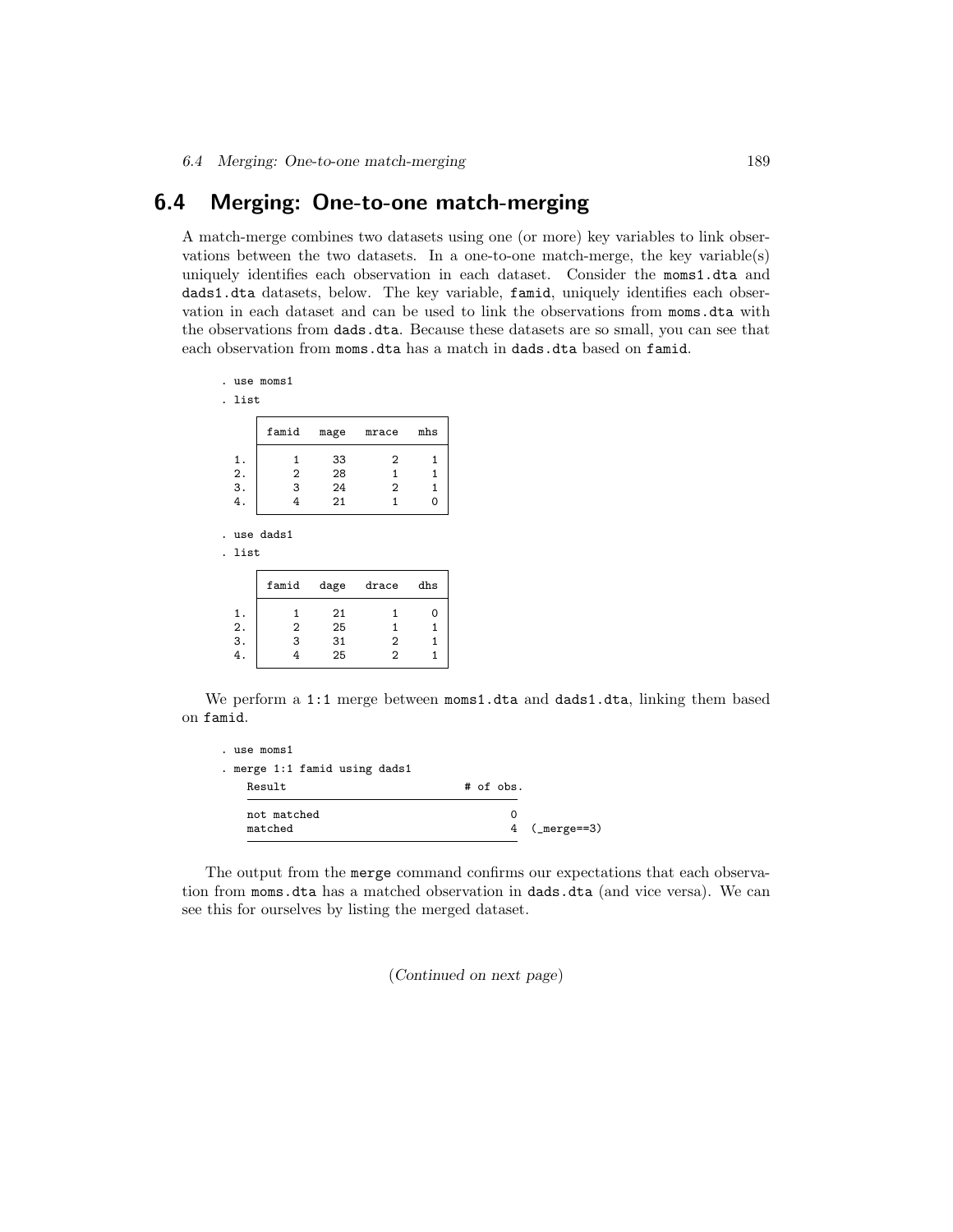## 6.4 Merging: One-to-one match-merging

A match-merge combines two datasets using one (or more) key variables to link observations between the two datasets. In a one-to-one match-merge, the key variable(s) uniquely identifies each observation in each dataset. Consider the `moms1.dta` and `dads1.dta` datasets, below. The key variable, `famid`, uniquely identifies each observation in each dataset and can be used to link the observations from `moms.dta` with the observations from `dads.dta`. Because these datasets are so small, you can see that each observation from `moms.dta` has a match in `dads.dta` based on `famid`.

```
. use moms1
. list

     +----------------------------+
     | famid   mage   mrace   mhs |
     |----------------------------|
  1. |     1     33       2     1 |
  2. |     2     28       1     1 |
  3. |     3     24       2     1 |
  4. |     4     21       1     0 |
     +----------------------------+

. use dads1
. list

     +----------------------------+
     | famid   dage   drace   dhs |
     |----------------------------|
  1. |     1     21       1     0 |
  2. |     2     25       1     1 |
  3. |     3     31       2     1 |
  4. |     4     25       2     1 |
     +----------------------------+
```

We perform a `1:1` merge between `moms1.dta` and `dads1.dta`, linking them based on `famid`.

```
. use moms1
. merge 1:1 famid using dads1
    Result                           # of obs.
    -----------------------------------------
    not matched                             0
    matched                                 4  (_merge==3)
    -----------------------------------------
```

The output from the `merge` command confirms our expectations that each observation from `moms.dta` has a matched observation in `dads.dta` (and vice versa). We can see this for ourselves by listing the merged dataset.

(*Continued on next page*)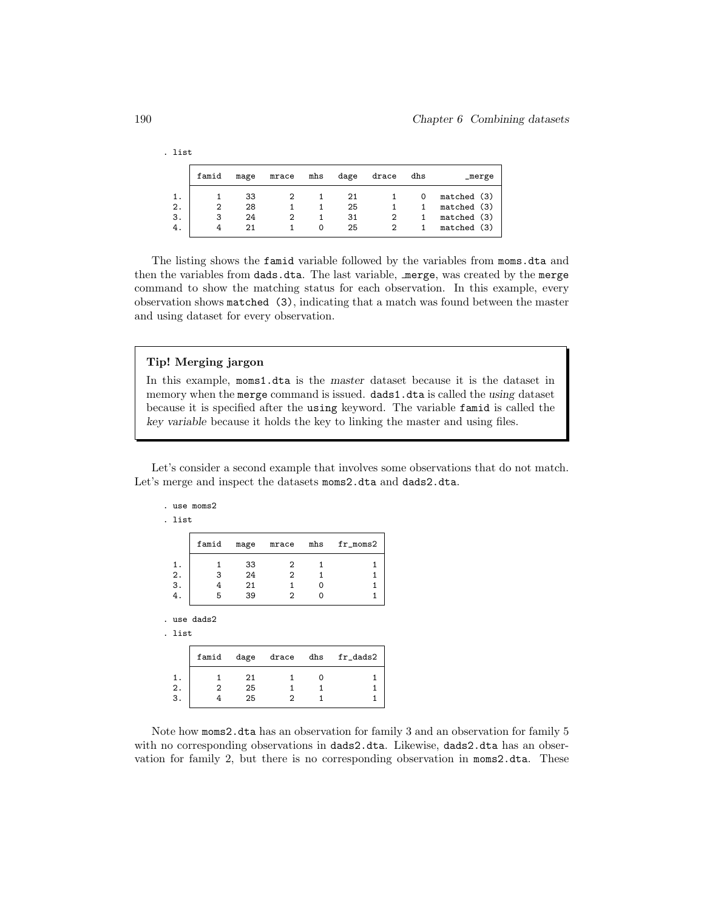```
. list
```

| | famid | mage | mrace | mhs | dage | drace | dhs | _merge |
|---|---|---|---|---|---|---|---|---|
| 1. | 1 | 33 | 2 | 1 | 21 | 1 | 0 | matched (3) |
| 2. | 2 | 28 | 1 | 1 | 25 | 1 | 1 | matched (3) |
| 3. | 3 | 24 | 2 | 1 | 31 | 2 | 1 | matched (3) |
| 4. | 4 | 21 | 1 | 0 | 25 | 2 | 1 | matched (3) |

The listing shows the `famid` variable followed by the variables from `moms.dta` and then the variables from `dads.dta`. The last variable, `_merge`, was created by the `merge` command to show the matching status for each observation. In this example, every observation shows `matched (3)`, indicating that a match was found between the master and using dataset for every observation.

> **Tip! Merging jargon**
>
> In this example, `moms1.dta` is the *master* dataset because it is the dataset in memory when the `merge` command is issued. `dads1.dta` is called the *using* dataset because it is specified after the `using` keyword. The variable `famid` is called the *key variable* because it holds the key to linking the master and using files.

Let's consider a second example that involves some observations that do not match. Let's merge and inspect the datasets `moms2.dta` and `dads2.dta`.

```
. use moms2
. list
```

| | famid | mage | mrace | mhs | fr_moms2 |
|---|---|---|---|---|---|
| 1. | 1 | 33 | 2 | 1 | 1 |
| 2. | 3 | 24 | 2 | 1 | 1 |
| 3. | 4 | 21 | 1 | 0 | 1 |
| 4. | 5 | 39 | 2 | 0 | 1 |

```
. use dads2
. list
```

| | famid | dage | drace | dhs | fr_dads2 |
|---|---|---|---|---|---|
| 1. | 1 | 21 | 1 | 0 | 1 |
| 2. | 2 | 25 | 1 | 1 | 1 |
| 3. | 4 | 25 | 2 | 1 | 1 |

Note how `moms2.dta` has an observation for family 3 and an observation for family 5 with no corresponding observations in `dads2.dta`. Likewise, `dads2.dta` has an observation for family 2, but there is no corresponding observation in `moms2.dta`. These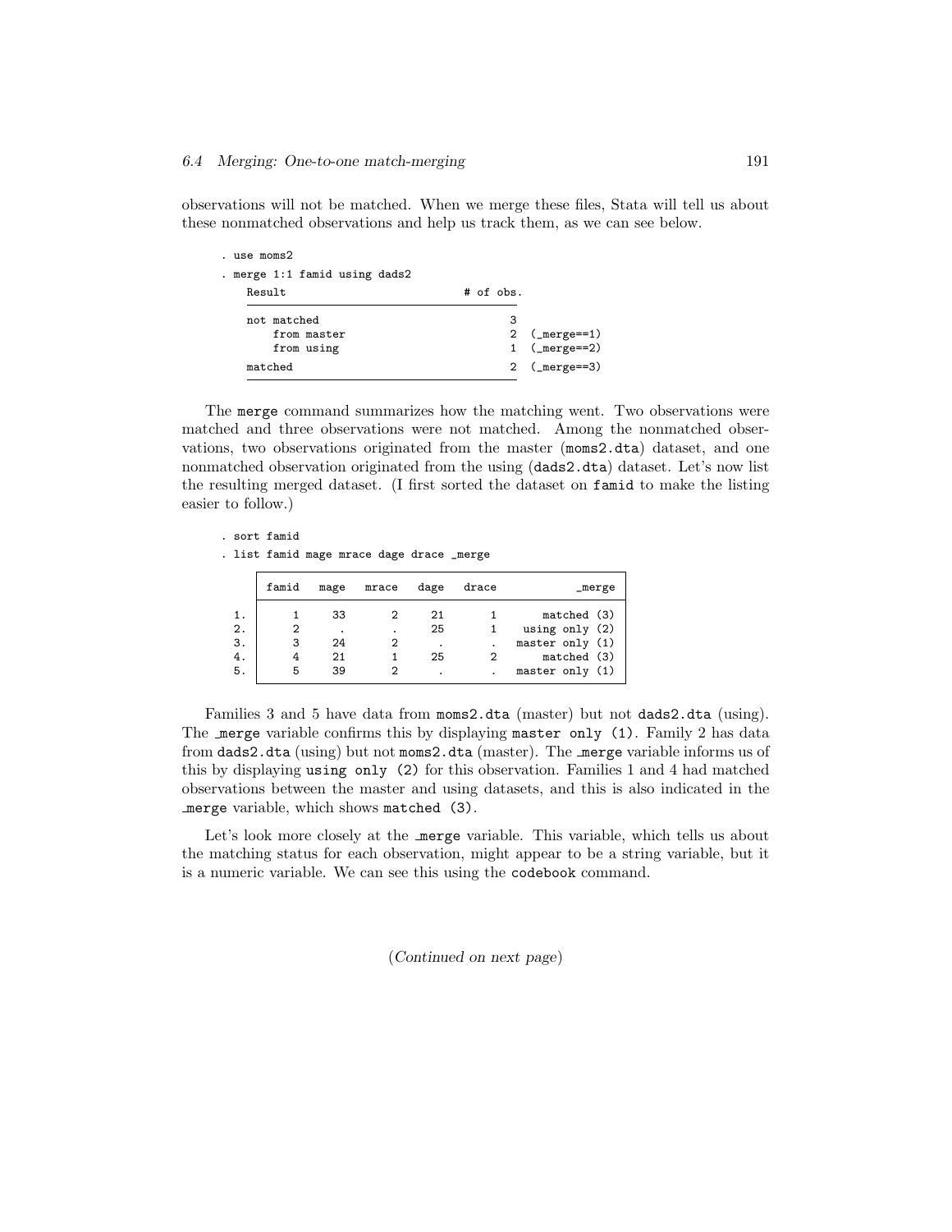observations will not be matched. When we merge these files, Stata will tell us about these nonmatched observations and help us track them, as we can see below.

```
. use moms2
. merge 1:1 famid using dads2
    Result                           # of obs.
    -----------------------------------------
    not matched                             3
        from master                         2  (_merge==1)
        from using                          1  (_merge==2)

    matched                                 2  (_merge==3)
    -----------------------------------------
```

The merge command summarizes how the matching went. Two observations were matched and three observations were not matched. Among the nonmatched observations, two observations originated from the master (moms2.dta) dataset, and one nonmatched observation originated from the using (dads2.dta) dataset. Let's now list the resulting merged dataset. (I first sorted the dataset on famid to make the listing easier to follow.)

```
. sort famid
. list famid mage mrace dage drace _merge

     +------------------------------------------------------+
     | famid   mage   mrace   dage   drace           _merge |
     |------------------------------------------------------|
  1. |     1     33       2     21       1      matched (3) |
  2. |     2      .       .     25       1   using only (2) |
  3. |     3     24       2      .       .  master only (1) |
  4. |     4     21       1     25       2      matched (3) |
  5. |     5     39       2      .       .  master only (1) |
     +------------------------------------------------------+
```

Families 3 and 5 have data from moms2.dta (master) but not dads2.dta (using). The _merge variable confirms this by displaying master only (1). Family 2 has data from dads2.dta (using) but not moms2.dta (master). The _merge variable informs us of this by displaying using only (2) for this observation. Families 1 and 4 had matched observations between the master and using datasets, and this is also indicated in the _merge variable, which shows matched (3).

Let's look more closely at the _merge variable. This variable, which tells us about the matching status for each observation, might appear to be a string variable, but it is a numeric variable. We can see this using the codebook command.

(*Continued on next page*)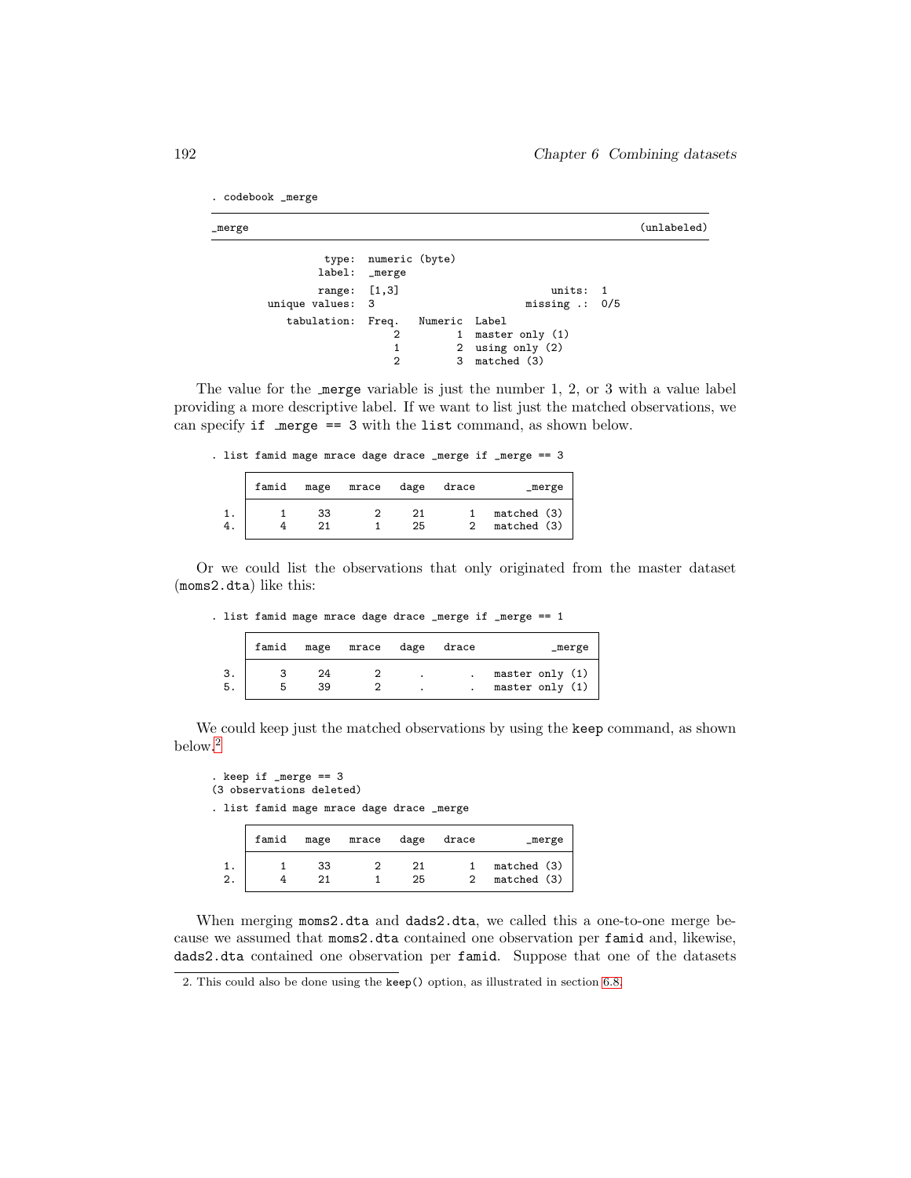```
. codebook _merge
```

```
--------------------------------------------------------------------------------
_merge                                                               (unlabeled)
--------------------------------------------------------------------------------

                  type:  numeric (byte)
                 label:  _merge

                 range:  [1,3]                        units:  1
         unique values:  3                        missing .:  0/5

            tabulation:  Freq.   Numeric  Label
                             2         1  master only (1)
                             1         2  using only (2)
                             2         3  matched (3)
```

The value for the _merge variable is just the number 1, 2, or 3 with a value label providing a more descriptive label. If we want to list just the matched observations, we can specify `if _merge == 3` with the `list` command, as shown below.

```
. list famid mage mrace dage drace _merge if _merge == 3
```

| | famid | mage | mrace | dage | drace | _merge |
|---|---|---|---|---|---|---|
| 1. | 1 | 33 | 2 | 21 | 1 | matched (3) |
| 4. | 4 | 21 | 1 | 25 | 2 | matched (3) |

Or we could list the observations that only originated from the master dataset (moms2.dta) like this:

```
. list famid mage mrace dage drace _merge if _merge == 1
```

| | famid | mage | mrace | dage | drace | _merge |
|---|---|---|---|---|---|---|
| 3. | 3 | 24 | 2 | . | . | master only (1) |
| 5. | 5 | 39 | 2 | . | . | master only (1) |

We could keep just the matched observations by using the `keep` command, as shown below.[2]

```
. keep if _merge == 3
(3 observations deleted)
. list famid mage mrace dage drace _merge
```

| | famid | mage | mrace | dage | drace | _merge |
|---|---|---|---|---|---|---|
| 1. | 1 | 33 | 2 | 21 | 1 | matched (3) |
| 2. | 4 | 21 | 1 | 25 | 2 | matched (3) |

When merging moms2.dta and dads2.dta, we called this a one-to-one merge because we assumed that moms2.dta contained one observation per famid and, likewise, dads2.dta contained one observation per famid. Suppose that one of the datasets

2. This could also be done using the `keep()` option, as illustrated in section 6.8.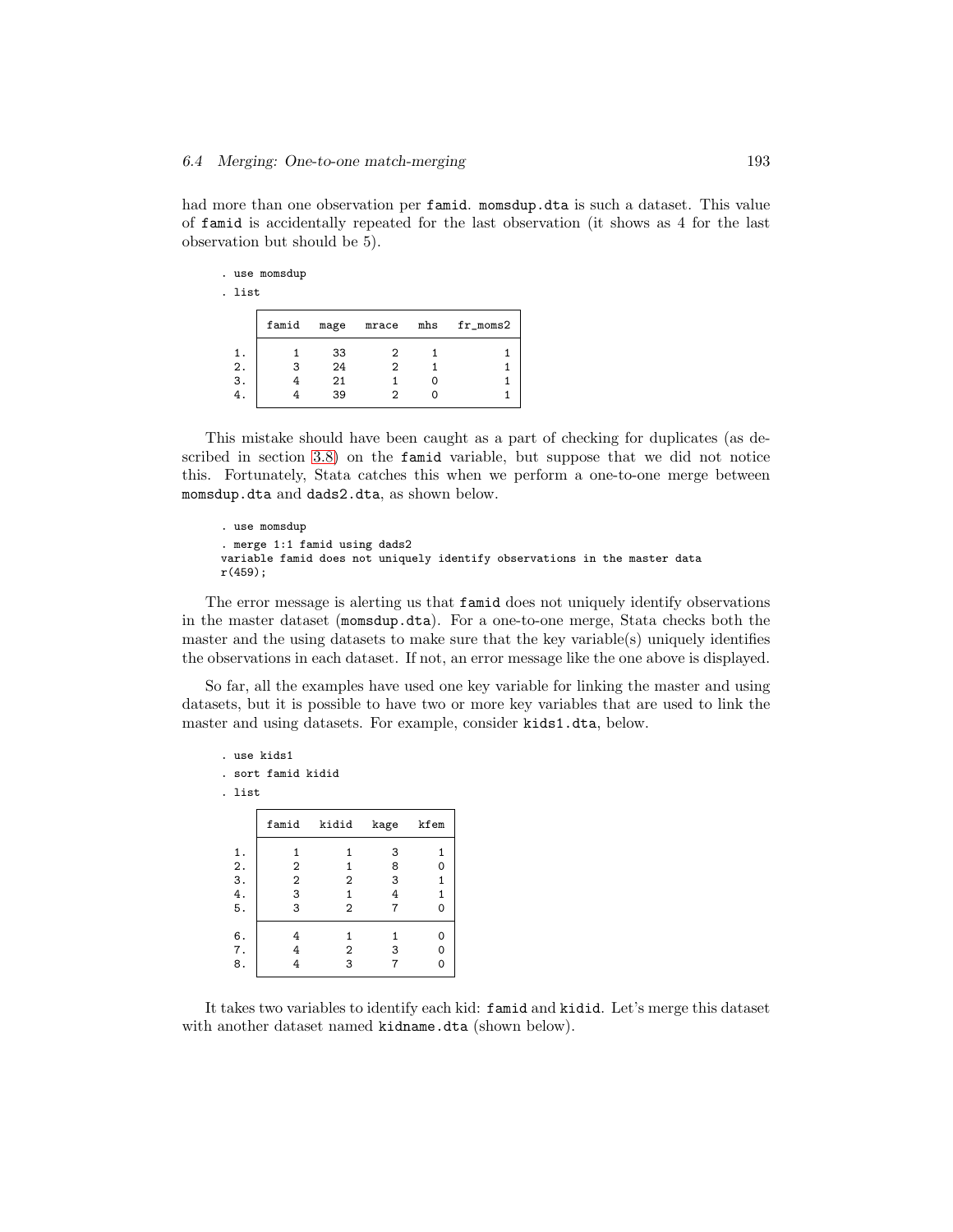had more than one observation per `famid`. `momsdup.dta` is such a dataset. This value of `famid` is accidentally repeated for the last observation (it shows as 4 for the last observation but should be 5).

```
. use momsdup
. list
```

| | famid | mage | mrace | mhs | fr_moms2 |
|---|---|---|---|---|---|
| 1. | 1 | 33 | 2 | 1 | 1 |
| 2. | 3 | 24 | 2 | 1 | 1 |
| 3. | 4 | 21 | 1 | 0 | 1 |
| 4. | 4 | 39 | 2 | 0 | 1 |

This mistake should have been caught as a part of checking for duplicates (as described in section 3.8) on the `famid` variable, but suppose that we did not notice this. Fortunately, Stata catches this when we perform a one-to-one merge between `momsdup.dta` and `dads2.dta`, as shown below.

```
. use momsdup
. merge 1:1 famid using dads2
variable famid does not uniquely identify observations in the master data
r(459);
```

The error message is alerting us that `famid` does not uniquely identify observations in the master dataset (`momsdup.dta`). For a one-to-one merge, Stata checks both the master and the using datasets to make sure that the key variable(s) uniquely identifies the observations in each dataset. If not, an error message like the one above is displayed.

So far, all the examples have used one key variable for linking the master and using datasets, but it is possible to have two or more key variables that are used to link the master and using datasets. For example, consider `kids1.dta`, below.

```
. use kids1
. sort famid kidid
. list
```

| | famid | kidid | kage | kfem |
|---|---|---|---|---|
| 1. | 1 | 1 | 3 | 1 |
| 2. | 2 | 1 | 8 | 0 |
| 3. | 2 | 2 | 3 | 1 |
| 4. | 3 | 1 | 4 | 1 |
| 5. | 3 | 2 | 7 | 0 |
| 6. | 4 | 1 | 1 | 0 |
| 7. | 4 | 2 | 3 | 0 |
| 8. | 4 | 3 | 7 | 0 |

It takes two variables to identify each kid: `famid` and `kidid`. Let's merge this dataset with another dataset named `kidname.dta` (shown below).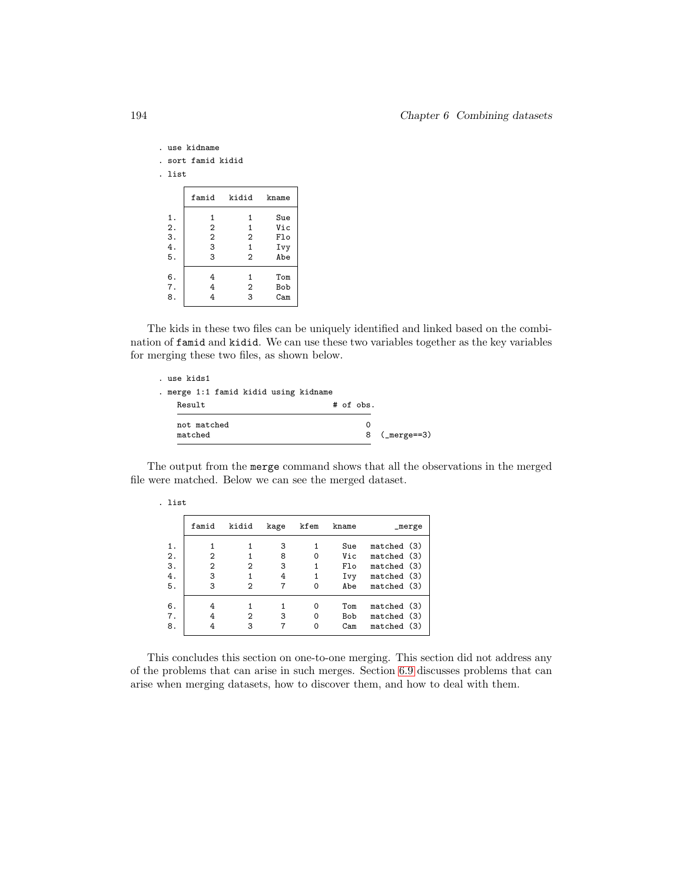```
. use kidname
. sort famid kidid
. list

     +---------------------+
     | famid   kidid   kname |
     |---------------------|
  1. |     1       1     Sue |
  2. |     2       1     Vic |
  3. |     2       2     Flo |
  4. |     3       1     Ivy |
  5. |     3       2     Abe |
     |---------------------|
  6. |     4       1     Tom |
  7. |     4       2     Bob |
  8. |     4       3     Cam |
     +---------------------+
```

The kids in these two files can be uniquely identified and linked based on the combination of `famid` and `kidid`. We can use these two variables together as the key variables for merging these two files, as shown below.

```
. use kids1
. merge 1:1 famid kidid using kidname
    Result                           # of obs.
    -----------------------------------------
    not matched                             0
    matched                                 8  (_merge==3)
    -----------------------------------------
```

The output from the `merge` command shows that all the observations in the merged file were matched. Below we can see the merged dataset.

```
. list

     +-----------------------------------------------------+
     | famid   kidid   kage   kfem   kname          _merge |
     |-----------------------------------------------------|
  1. |     1       1      3      1     Sue     matched (3) |
  2. |     2       1      8      0     Vic     matched (3) |
  3. |     2       2      3      1     Flo     matched (3) |
  4. |     3       1      4      1     Ivy     matched (3) |
  5. |     3       2      7      0     Abe     matched (3) |
     |-----------------------------------------------------|
  6. |     4       1      1      0     Tom     matched (3) |
  7. |     4       2      3      0     Bob     matched (3) |
  8. |     4       3      7      0     Cam     matched (3) |
     +-----------------------------------------------------+
```

This concludes this section on one-to-one merging. This section did not address any of the problems that can arise in such merges. Section 6.9 discusses problems that can arise when merging datasets, how to discover them, and how to deal with them.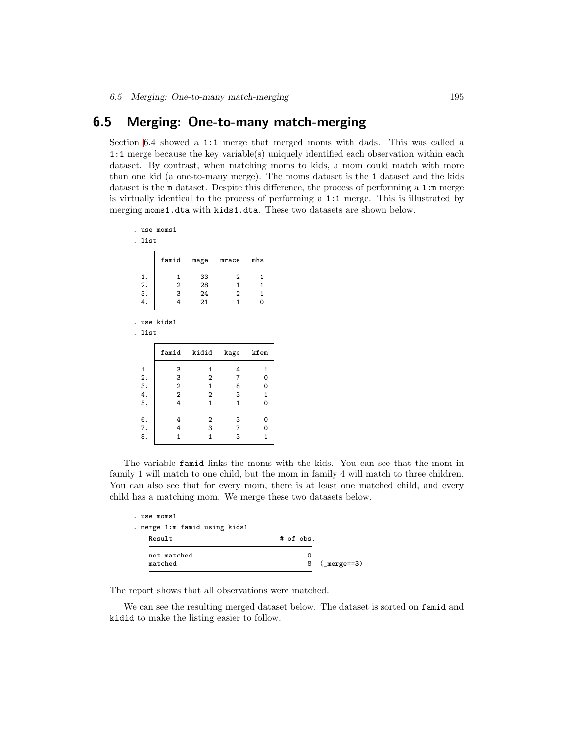## 6.5 Merging: One-to-many match-merging

Section 6.4 showed a `1:1` merge that merged moms with dads. This was called a `1:1` merge because the key variable(s) uniquely identified each observation within each dataset. By contrast, when matching moms to kids, a mom could match with more than one kid (a one-to-many merge). The moms dataset is the `1` dataset and the kids dataset is the `m` dataset. Despite this difference, the process of performing a `1:m` merge is virtually identical to the process of performing a `1:1` merge. This is illustrated by merging `moms1.dta` with `kids1.dta`. These two datasets are shown below.

```
. use moms1
. list

     +----------------------------+
     | famid   mage   mrace   mhs |
     |----------------------------|
  1. |     1     33       2     1 |
  2. |     2     28       1     1 |
  3. |     3     24       2     1 |
  4. |     4     21       1     0 |
     +----------------------------+

. use kids1
. list

     +----------------------------+
     | famid   kidid   kage   kfem |
     |----------------------------|
  1. |     3       1      4      1 |
  2. |     3       2      7      0 |
  3. |     2       1      8      0 |
  4. |     2       2      3      1 |
  5. |     4       1      1      0 |
     |----------------------------|
  6. |     4       2      3      0 |
  7. |     4       3      7      0 |
  8. |     1       1      3      1 |
     +----------------------------+
```

The variable `famid` links the moms with the kids. You can see that the mom in family 1 will match to one child, but the mom in family 4 will match to three children. You can also see that for every mom, there is at least one matched child, and every child has a matching mom. We merge these two datasets below.

```
. use moms1
. merge 1:m famid using kids1
    Result                           # of obs.
    -----------------------------------------
    not matched                             0
    matched                                 8  (_merge==3)
    -----------------------------------------
```

The report shows that all observations were matched.

We can see the resulting merged dataset below. The dataset is sorted on `famid` and `kidid` to make the listing easier to follow.